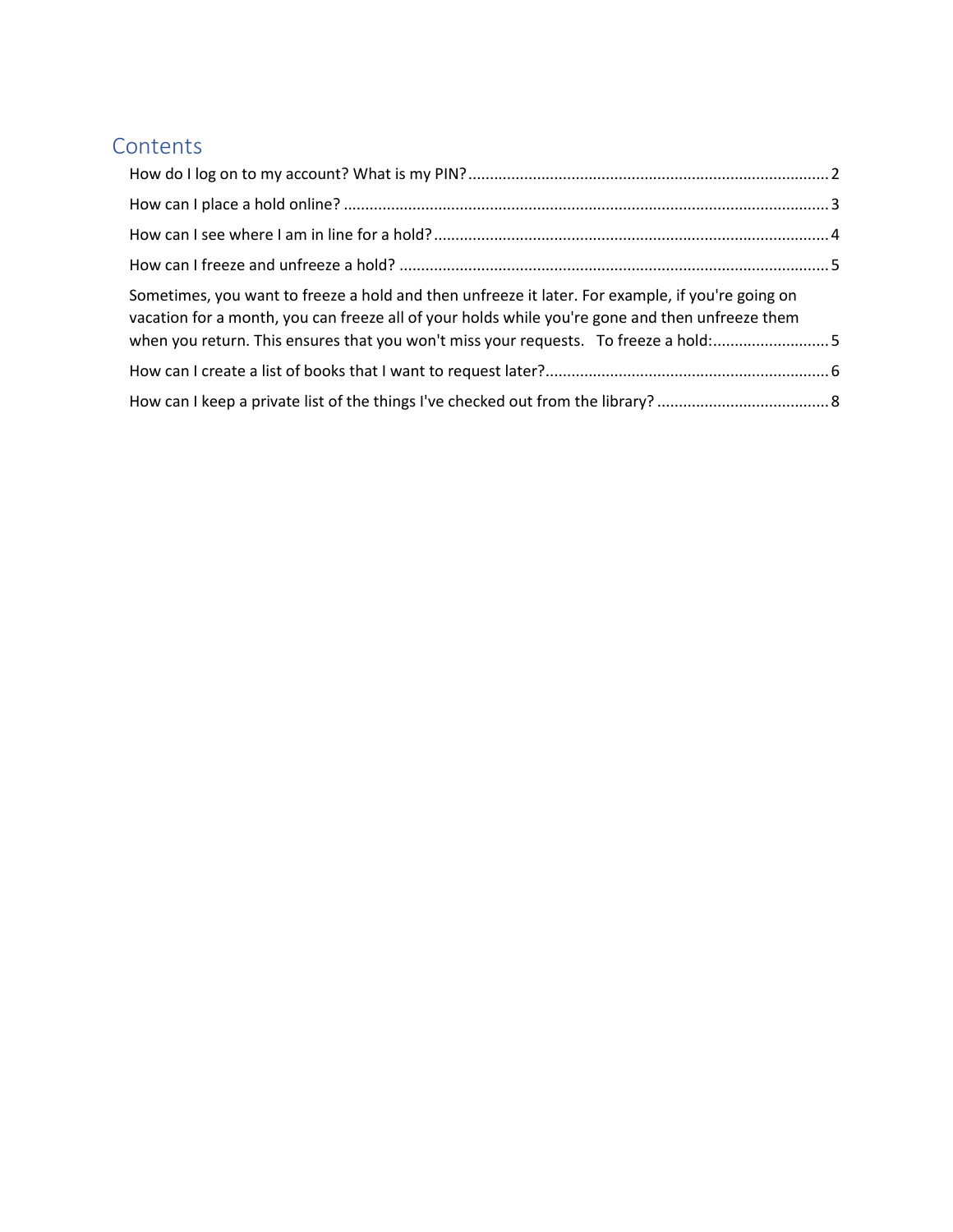# Contents

How do I log on to my account? What is my PIN? .......... 2

How can I place a hold online? .......... 3

How can I see where I am in line for a hold? .......... 4

How can I freeze and unfreeze a hold? .......... 5

Sometimes, you want to freeze a hold and then unfreeze it later. For example, if you're going on vacation for a month, you can freeze all of your holds while you're gone and then unfreeze them when you return. This ensures that you won't miss your requests. To freeze a hold: .......... 5

How can I create a list of books that I want to request later? .......... 6

How can I keep a private list of the things I've checked out from the library? .......... 8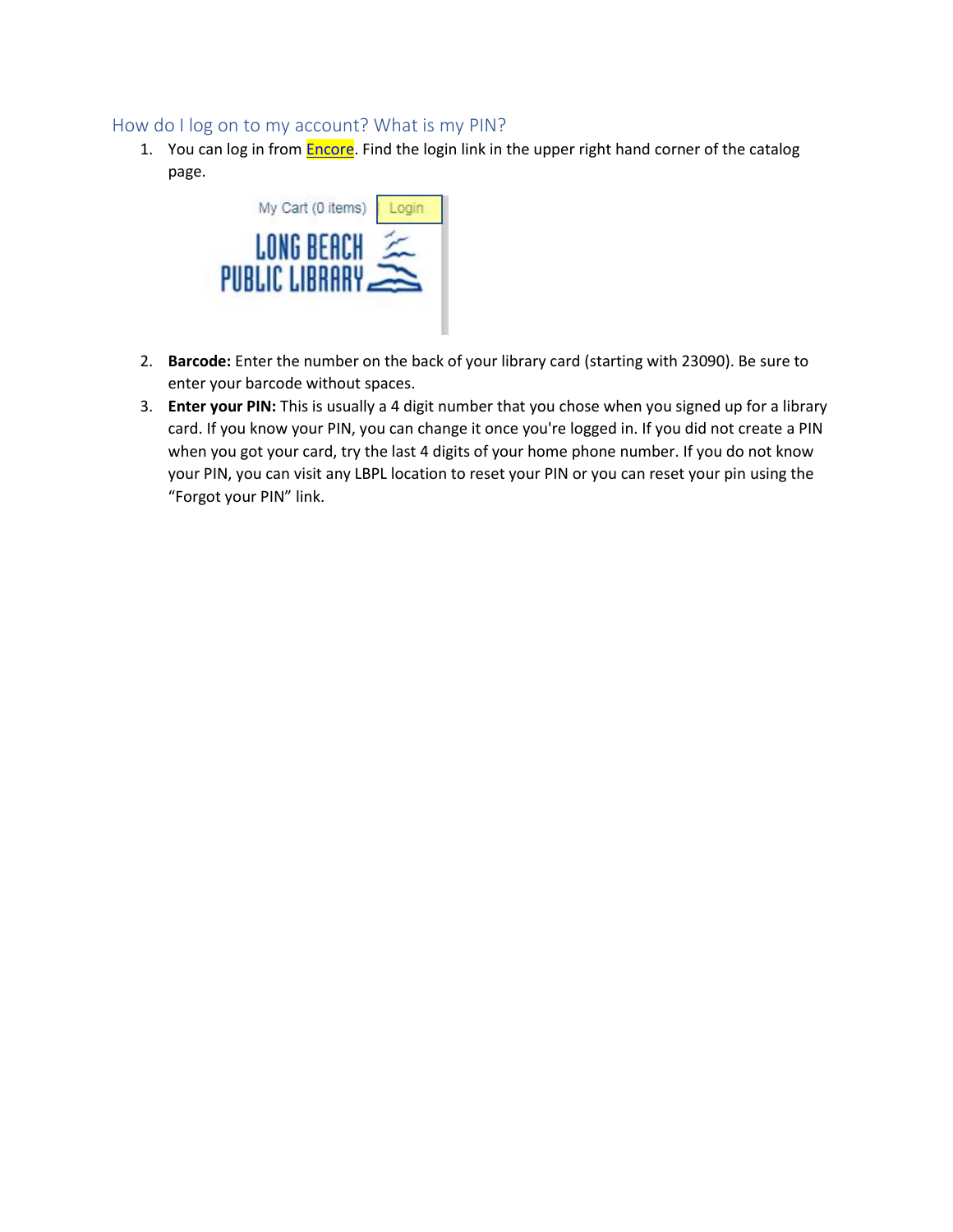## How do I log on to my account? What is my PIN?

1. You can log in from Encore. Find the login link in the upper right hand corner of the catalog page.
2. **Barcode:** Enter the number on the back of your library card (starting with 23090). Be sure to enter your barcode without spaces.
3. **Enter your PIN:** This is usually a 4 digit number that you chose when you signed up for a library card. If you know your PIN, you can change it once you're logged in. If you did not create a PIN when you got your card, try the last 4 digits of your home phone number. If you do not know your PIN, you can visit any LBPL location to reset your PIN or you can reset your pin using the "Forgot your PIN" link.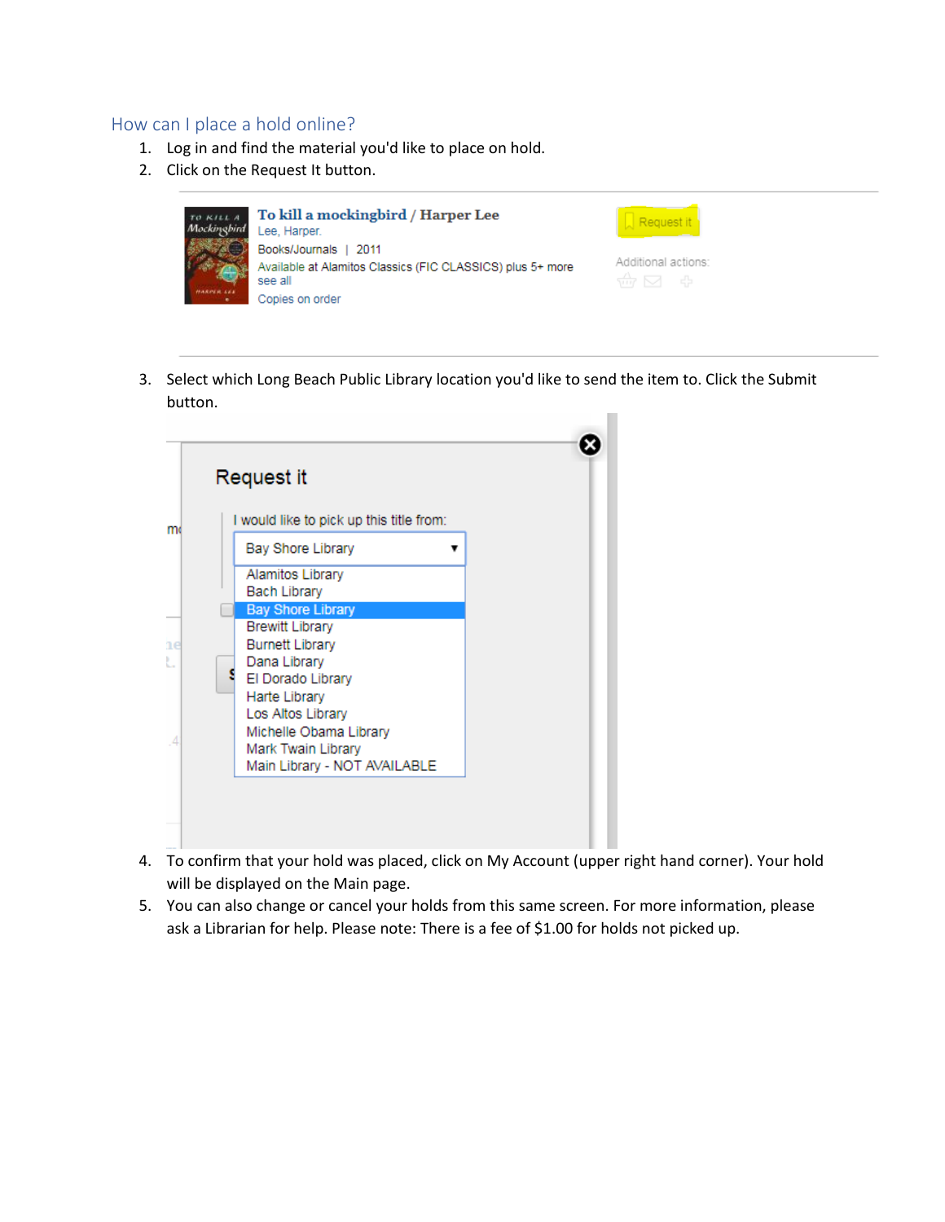## How can I place a hold online?

1. Log in and find the material you'd like to place on hold.
2. Click on the Request It button.
3. Select which Long Beach Public Library location you'd like to send the item to. Click the Submit button.
4. To confirm that your hold was placed, click on My Account (upper right hand corner). Your hold will be displayed on the Main page.
5. You can also change or cancel your holds from this same screen. For more information, please ask a Librarian for help. Please note: There is a fee of $1.00 for holds not picked up.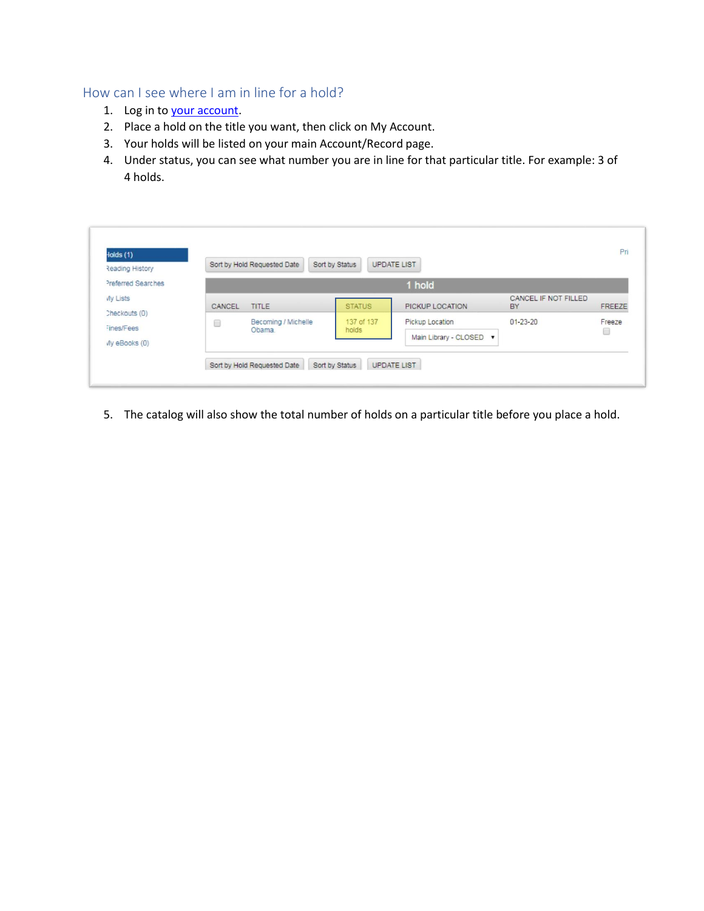## How can I see where I am in line for a hold?

1. Log in to [your account](your account).
2. Place a hold on the title you want, then click on My Account.
3. Your holds will be listed on your main Account/Record page.
4. Under status, you can see what number you are in line for that particular title. For example: 3 of 4 holds.

5. The catalog will also show the total number of holds on a particular title before you place a hold.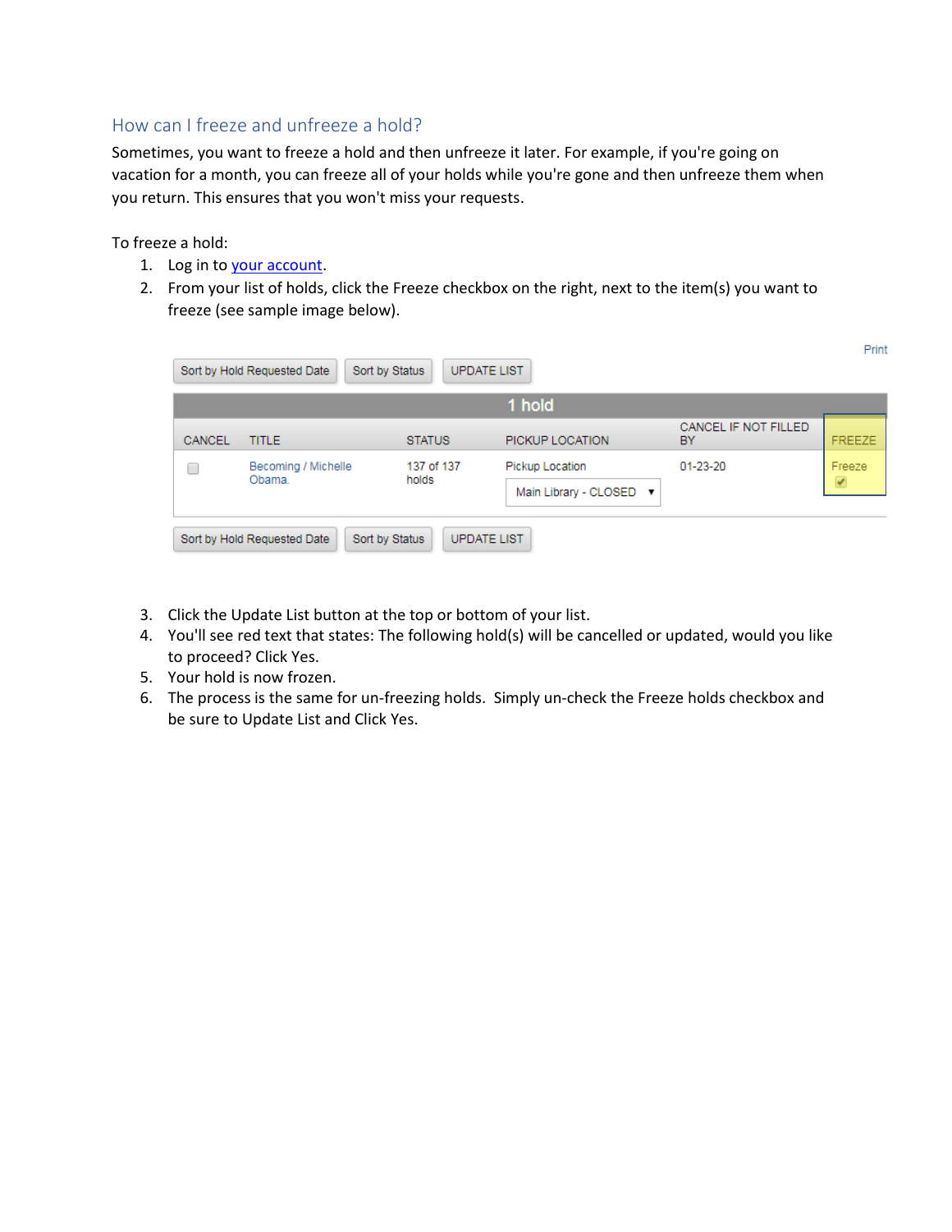## How can I freeze and unfreeze a hold?

Sometimes, you want to freeze a hold and then unfreeze it later. For example, if you're going on vacation for a month, you can freeze all of your holds while you're gone and then unfreeze them when you return. This ensures that you won't miss your requests.

To freeze a hold:

1. Log in to your account.
2. From your list of holds, click the Freeze checkbox on the right, next to the item(s) you want to freeze (see sample image below).

Print

Sort by Hold Requested Date | Sort by Status | UPDATE LIST

| 1 hold | | | | | |
|---|---|---|---|---|---|
| CANCEL | TITLE | STATUS | PICKUP LOCATION | CANCEL IF NOT FILLED BY | FREEZE |
| ☐ | Becoming / Michelle Obama. | 137 of 137 holds | Pickup Location<br>Main Library - CLOSED ▾ | 01-23-20 | Freeze<br>☑ |

Sort by Hold Requested Date | Sort by Status | UPDATE LIST

3. Click the Update List button at the top or bottom of your list.
4. You'll see red text that states: The following hold(s) will be cancelled or updated, would you like to proceed? Click Yes.
5. Your hold is now frozen.
6. The process is the same for un-freezing holds. Simply un-check the Freeze holds checkbox and be sure to Update List and Click Yes.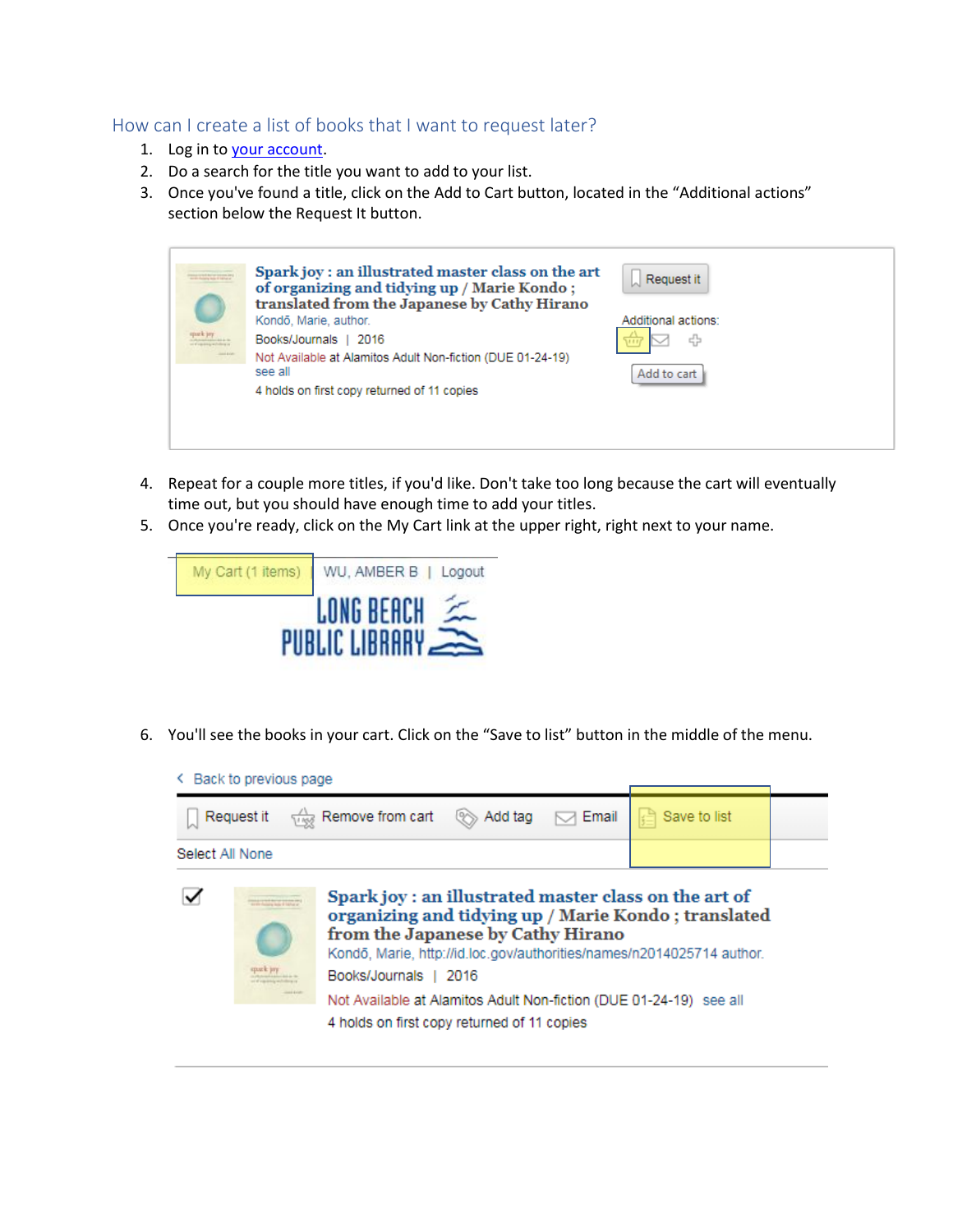## How can I create a list of books that I want to request later?

1. Log in to [your account](#).
2. Do a search for the title you want to add to your list.
3. Once you've found a title, click on the Add to Cart button, located in the "Additional actions" section below the Request It button.

4. Repeat for a couple more titles, if you'd like. Don't take too long because the cart will eventually time out, but you should have enough time to add your titles.
5. Once you're ready, click on the My Cart link at the upper right, right next to your name.

6. You'll see the books in your cart. Click on the "Save to list" button in the middle of the menu.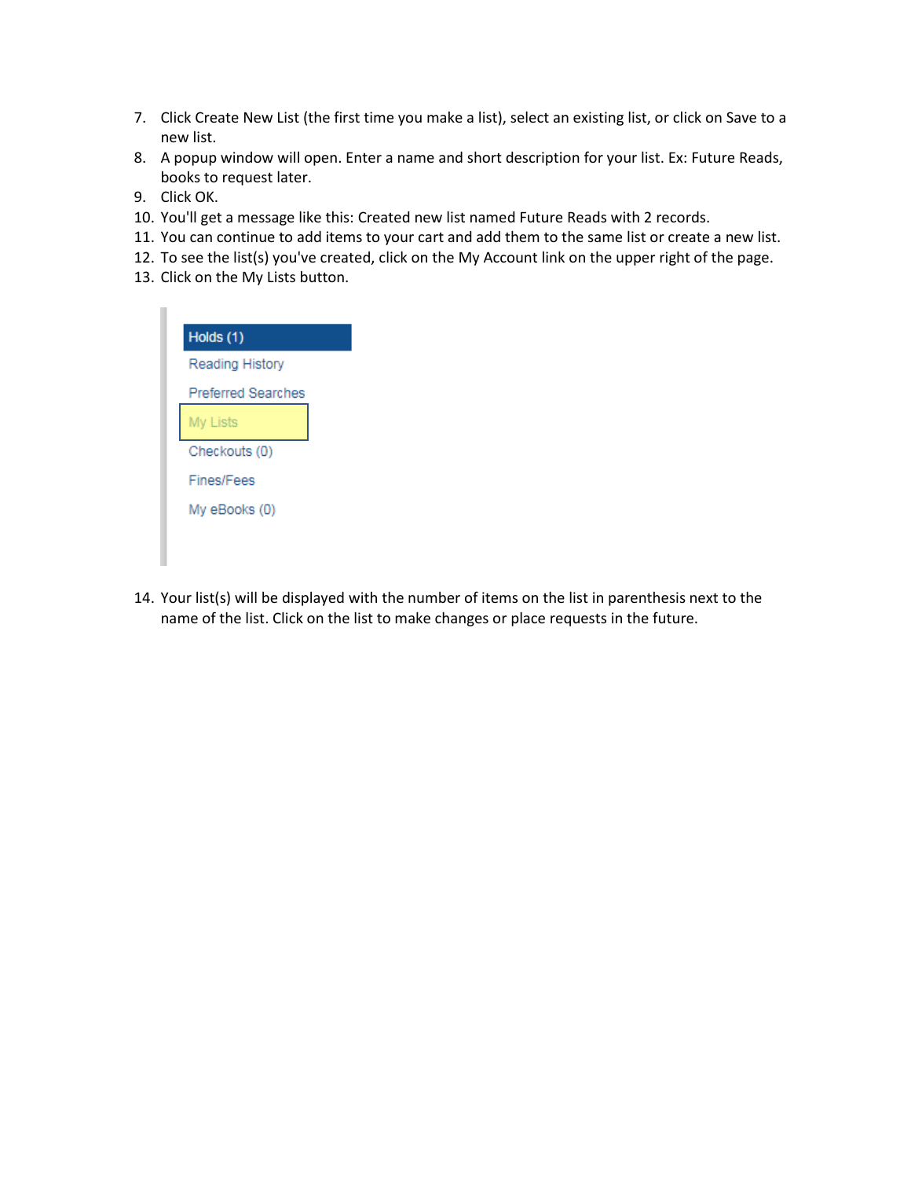7. Click Create New List (the first time you make a list), select an existing list, or click on Save to a new list.
8. A popup window will open. Enter a name and short description for your list. Ex: Future Reads, books to request later.
9. Click OK.
10. You'll get a message like this: Created new list named Future Reads with 2 records.
11. You can continue to add items to your cart and add them to the same list or create a new list.
12. To see the list(s) you've created, click on the My Account link on the upper right of the page.
13. Click on the My Lists button.

Holds (1)
Reading History
Preferred Searches
My Lists
Checkouts (0)
Fines/Fees
My eBooks (0)

14. Your list(s) will be displayed with the number of items on the list in parenthesis next to the name of the list. Click on the list to make changes or place requests in the future.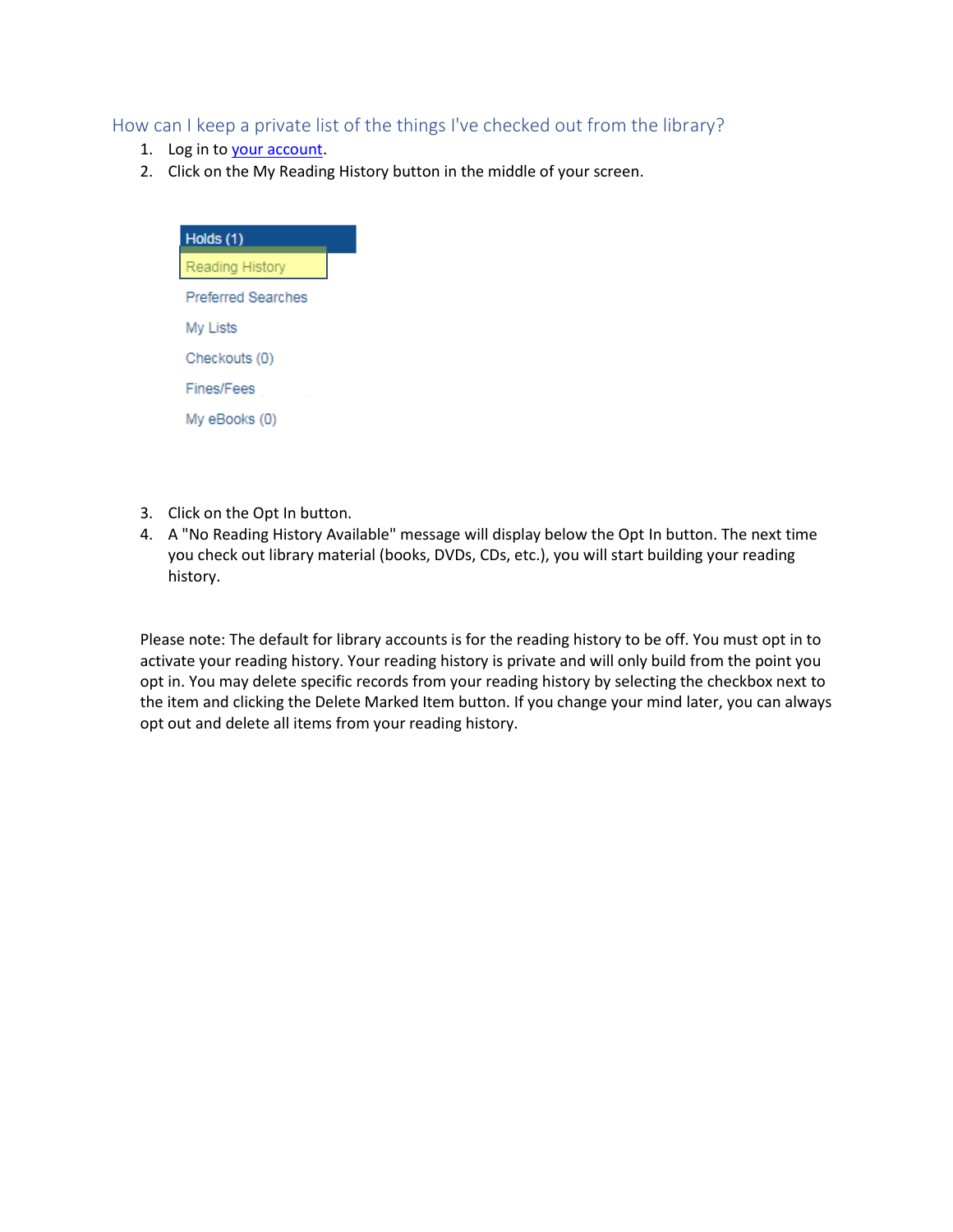## How can I keep a private list of the things I've checked out from the library?

1. Log in to your account.
2. Click on the My Reading History button in the middle of your screen.

Holds (1)
Reading History
Preferred Searches
My Lists
Checkouts (0)
Fines/Fees
My eBooks (0)

3. Click on the Opt In button.
4. A "No Reading History Available" message will display below the Opt In button. The next time you check out library material (books, DVDs, CDs, etc.), you will start building your reading history.

Please note: The default for library accounts is for the reading history to be off. You must opt in to activate your reading history. Your reading history is private and will only build from the point you opt in. You may delete specific records from your reading history by selecting the checkbox next to the item and clicking the Delete Marked Item button. If you change your mind later, you can always opt out and delete all items from your reading history.